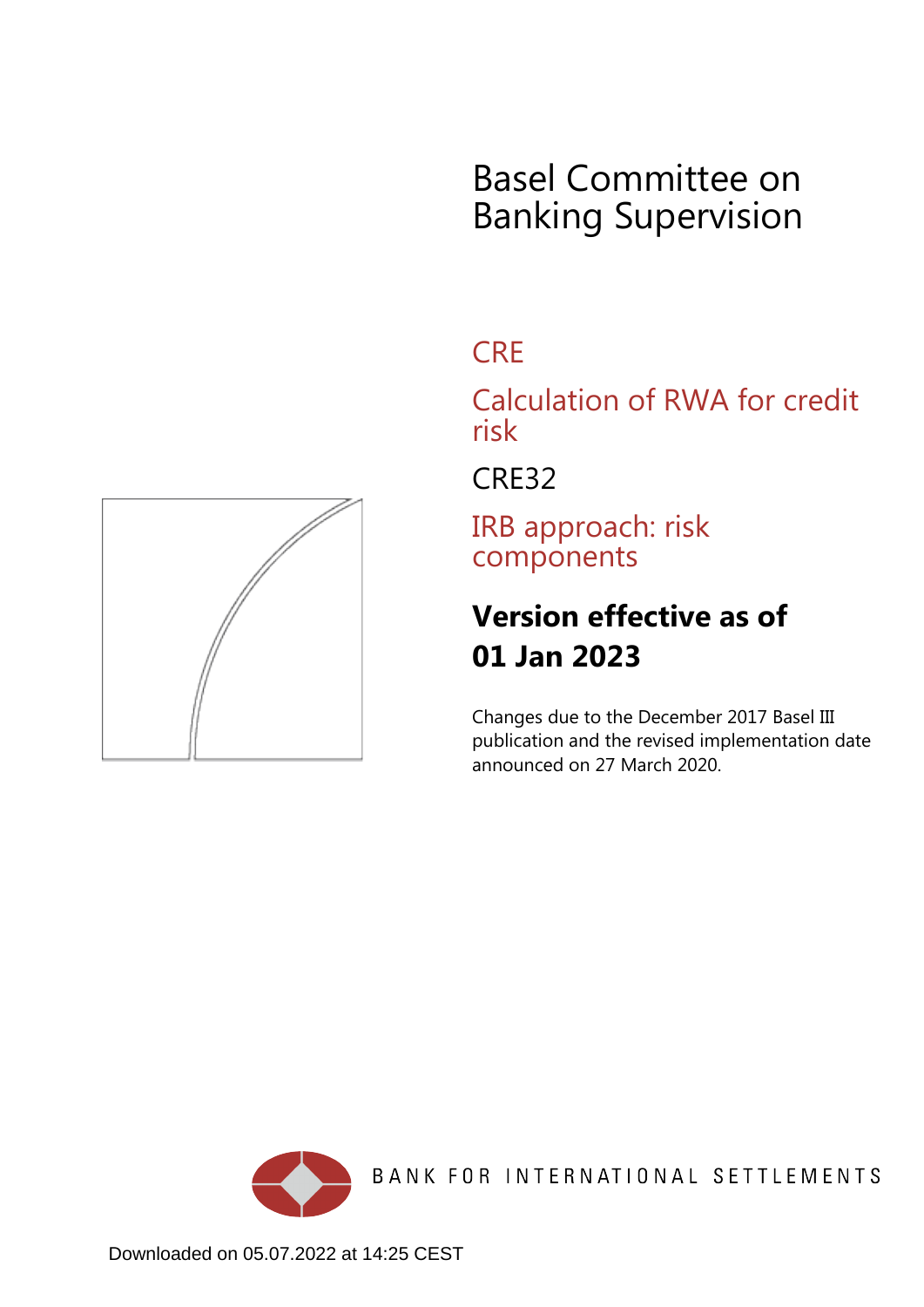# Basel Committee on Banking Supervision

## CRE

## Calculation of RWA for credit risk

## CRE32

## IRB approach: risk components

**Version effective as of**

**01 Jan 2023**

Changes due to the December 2017 Basel III publication and the revised implementation date announced on 27 March 2020.

BANK FOR INTERNATIONAL SETTLEMENTS

Downloaded on 05.07.2022 at 14:25 CEST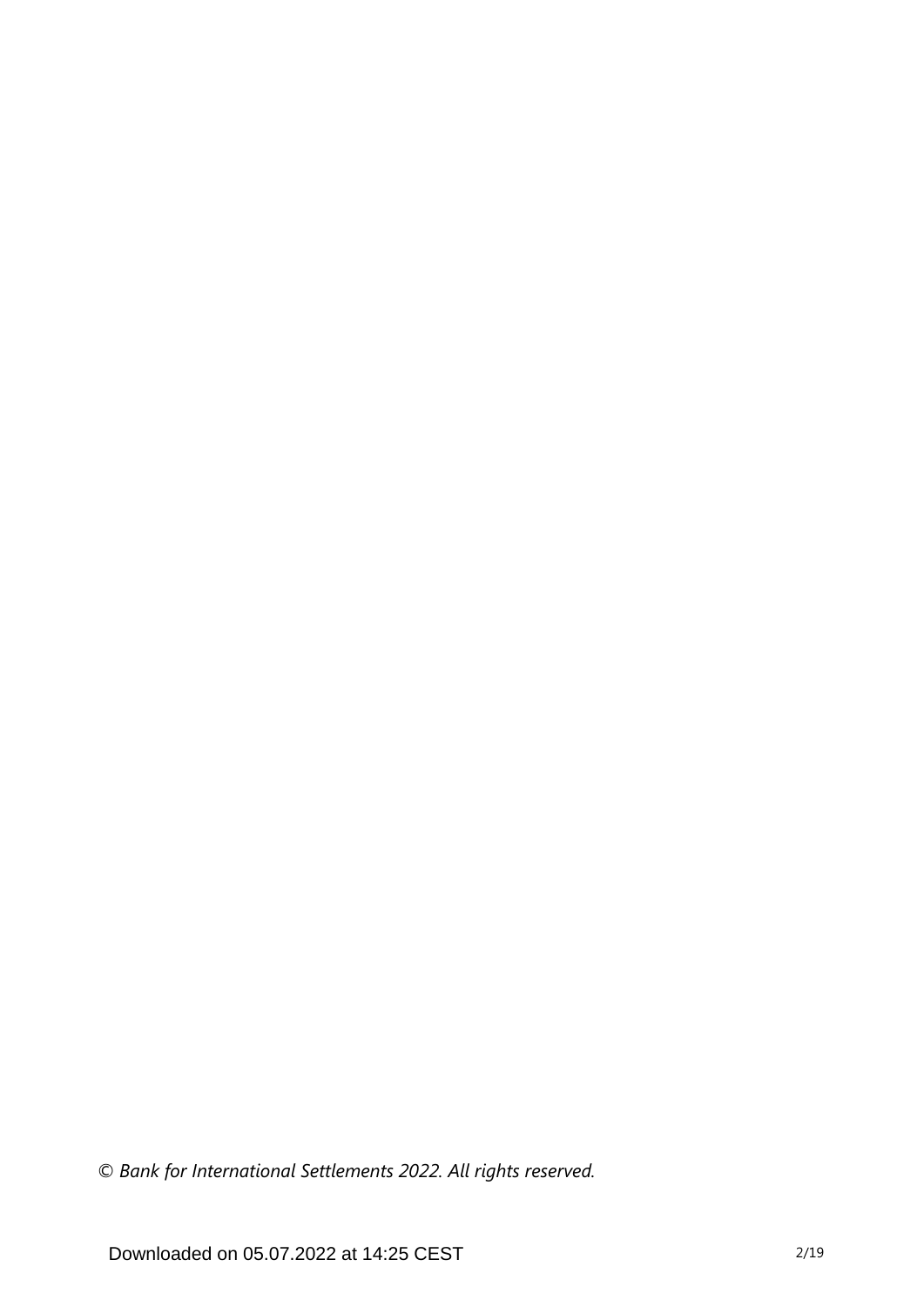*© Bank for International Settlements 2022. All rights reserved.*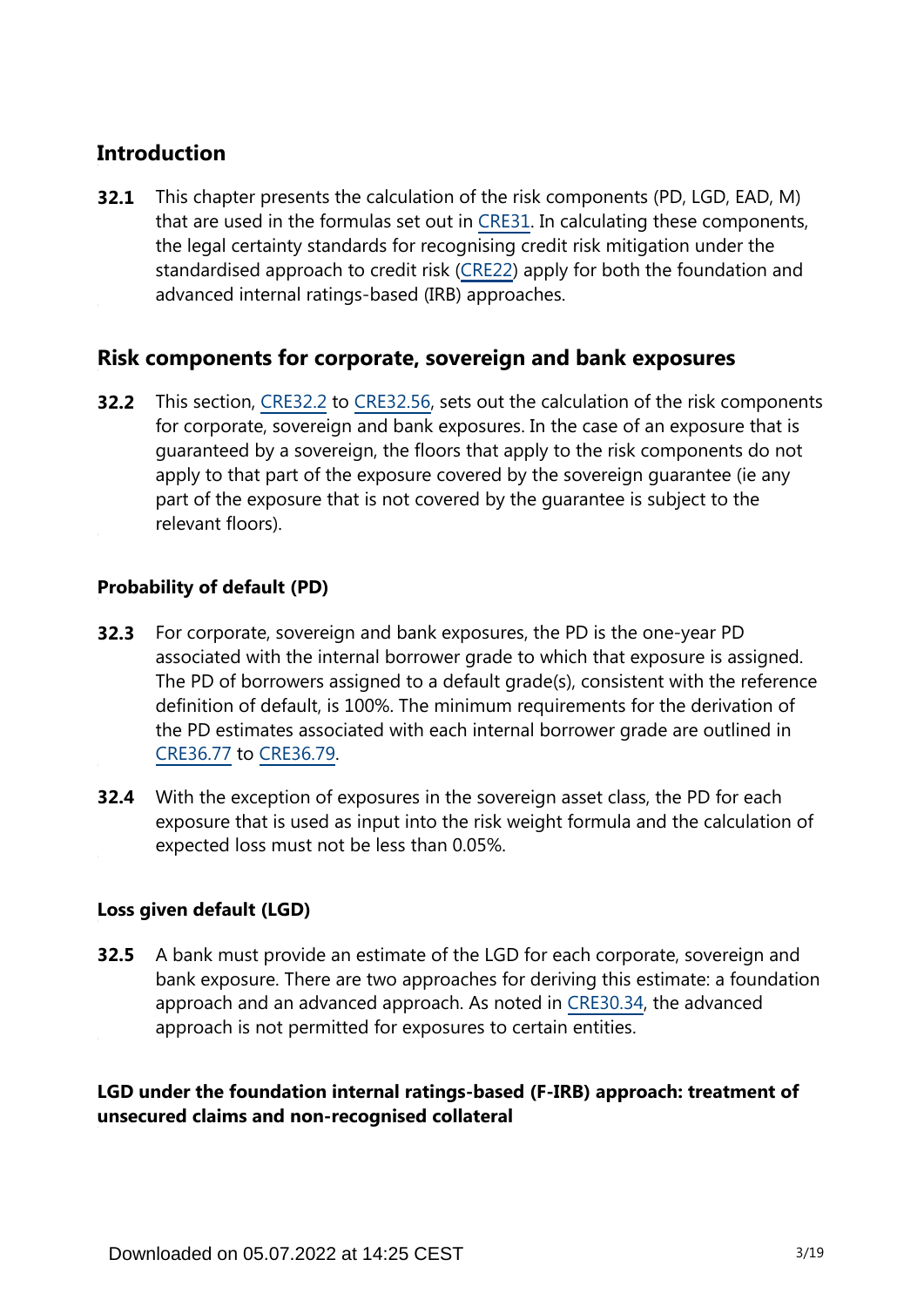## Introduction

**32.1** This chapter presents the calculation of the risk components (PD, LGD, EAD, M) that are used in the formulas set out in CRE31. In calculating these components, the legal certainty standards for recognising credit risk mitigation under the standardised approach to credit risk (CRE22) apply for both the foundation and advanced internal ratings-based (IRB) approaches.

## Risk components for corporate, sovereign and bank exposures

**32.2** This section, CRE32.2 to CRE32.56, sets out the calculation of the risk components for corporate, sovereign and bank exposures. In the case of an exposure that is guaranteed by a sovereign, the floors that apply to the risk components do not apply to that part of the exposure covered by the sovereign guarantee (ie any part of the exposure that is not covered by the guarantee is subject to the relevant floors).

### Probability of default (PD)

**32.3** For corporate, sovereign and bank exposures, the PD is the one-year PD associated with the internal borrower grade to which that exposure is assigned. The PD of borrowers assigned to a default grade(s), consistent with the reference definition of default, is 100%. The minimum requirements for the derivation of the PD estimates associated with each internal borrower grade are outlined in CRE36.77 to CRE36.79.

**32.4** With the exception of exposures in the sovereign asset class, the PD for each exposure that is used as input into the risk weight formula and the calculation of expected loss must not be less than 0.05%.

### Loss given default (LGD)

**32.5** A bank must provide an estimate of the LGD for each corporate, sovereign and bank exposure. There are two approaches for deriving this estimate: a foundation approach and an advanced approach. As noted in CRE30.34, the advanced approach is not permitted for exposures to certain entities.

### LGD under the foundation internal ratings-based (F-IRB) approach: treatment of unsecured claims and non-recognised collateral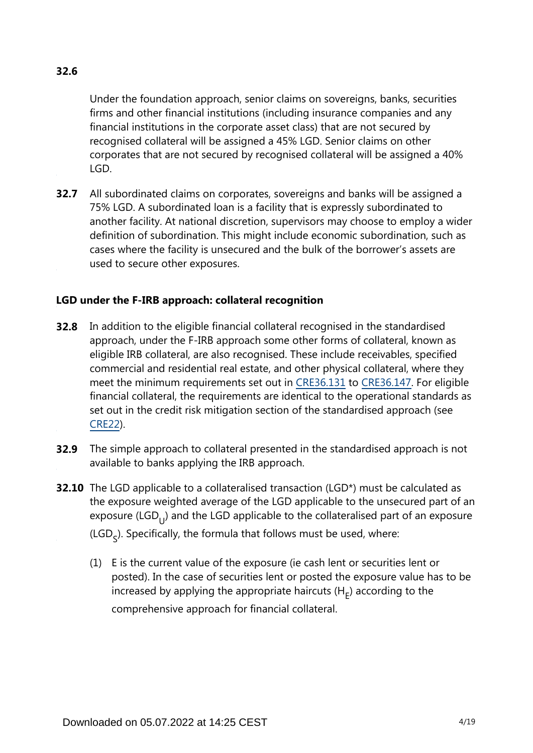**32.6** Under the foundation approach, senior claims on sovereigns, banks, securities firms and other financial institutions (including insurance companies and any financial institutions in the corporate asset class) that are not secured by recognised collateral will be assigned a 45% LGD. Senior claims on other corporates that are not secured by recognised collateral will be assigned a 40% LGD.

**32.7** All subordinated claims on corporates, sovereigns and banks will be assigned a 75% LGD. A subordinated loan is a facility that is expressly subordinated to another facility. At national discretion, supervisors may choose to employ a wider definition of subordination. This might include economic subordination, such as cases where the facility is unsecured and the bulk of the borrower's assets are used to secure other exposures.

### LGD under the F-IRB approach: collateral recognition

**32.8** In addition to the eligible financial collateral recognised in the standardised approach, under the F-IRB approach some other forms of collateral, known as eligible IRB collateral, are also recognised. These include receivables, specified commercial and residential real estate, and other physical collateral, where they meet the minimum requirements set out in CRE36.131 to CRE36.147. For eligible financial collateral, the requirements are identical to the operational standards as set out in the credit risk mitigation section of the standardised approach (see CRE22).

**32.9** The simple approach to collateral presented in the standardised approach is not available to banks applying the IRB approach.

**32.10** The LGD applicable to a collateralised transaction (LGD*) must be calculated as the exposure weighted average of the LGD applicable to the unsecured part of an exposure ($LGD_U$) and the LGD applicable to the collateralised part of an exposure ($LGD_S$). Specifically, the formula that follows must be used, where:

(1) E is the current value of the exposure (ie cash lent or securities lent or posted). In the case of securities lent or posted the exposure value has to be increased by applying the appropriate haircuts ($H_E$) according to the comprehensive approach for financial collateral.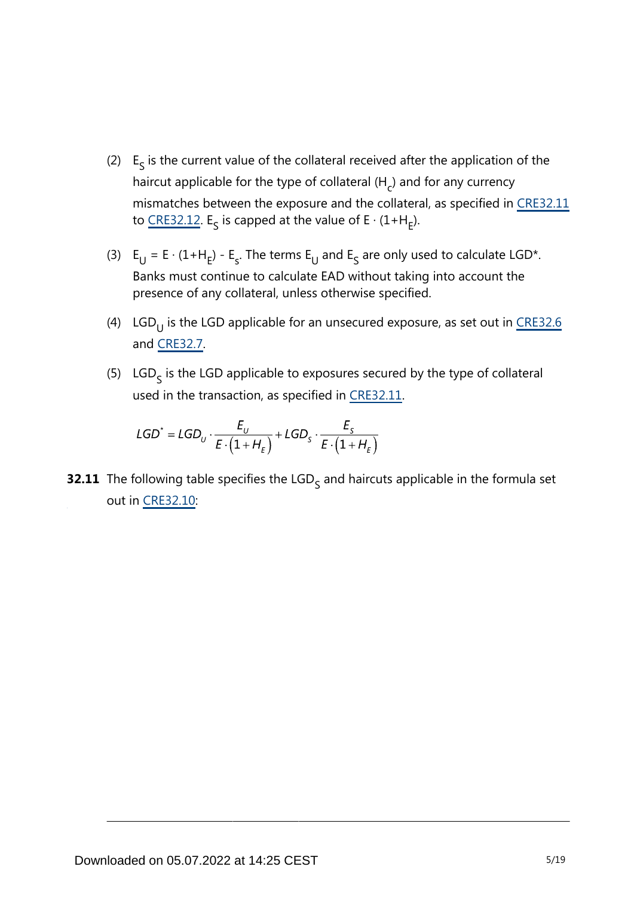(2) $E_S$ is the current value of the collateral received after the application of the haircut applicable for the type of collateral ($H_c$) and for any currency mismatches between the exposure and the collateral, as specified in CRE32.11 to CRE32.12. $E_S$ is capped at the value of $E \cdot (1+H_E)$.

(3) $E_U = E \cdot (1+H_E) - E_s$. The terms $E_U$ and $E_S$ are only used to calculate LGD*. Banks must continue to calculate EAD without taking into account the presence of any collateral, unless otherwise specified.

(4) $LGD_U$ is the LGD applicable for an unsecured exposure, as set out in CRE32.6 and CRE32.7.

(5) $LGD_S$ is the LGD applicable to exposures secured by the type of collateral used in the transaction, as specified in CRE32.11.

$$LGD^* = LGD_U \cdot \frac{E_U}{E \cdot (1+H_E)} + LGD_S \cdot \frac{E_S}{E \cdot (1+H_E)}$$

**32.11** The following table specifies the $LGD_S$ and haircuts applicable in the formula set out in CRE32.10: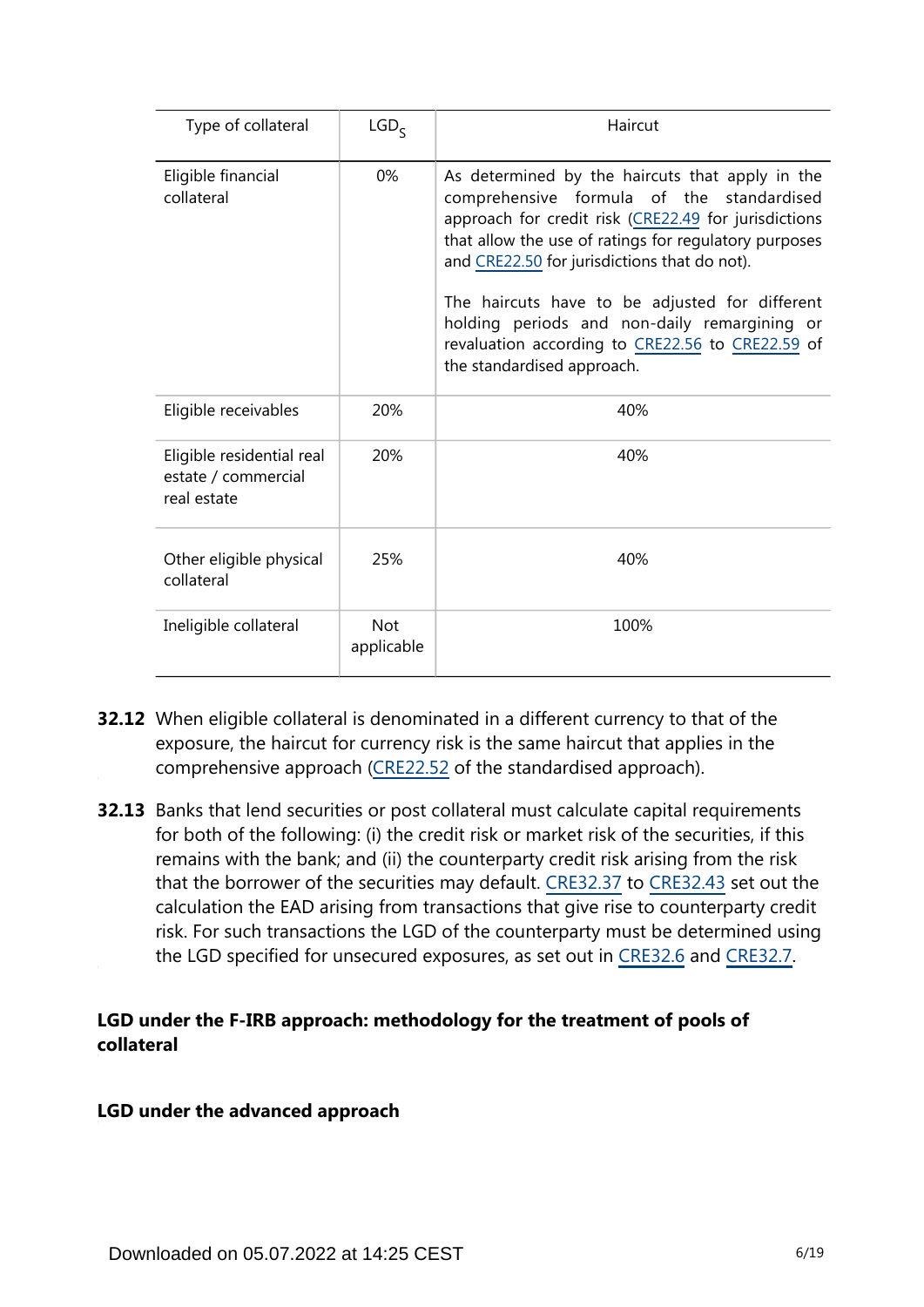| Type of collateral | $LGD_S$ | Haircut |
|---|---|---|
| Eligible financial collateral | 0% | As determined by the haircuts that apply in the comprehensive formula of the standardised approach for credit risk (CRE22.49 for jurisdictions that allow the use of ratings for regulatory purposes and CRE22.50 for jurisdictions that do not).<br><br>The haircuts have to be adjusted for different holding periods and non-daily remargining or revaluation according to CRE22.56 to CRE22.59 of the standardised approach. |
| Eligible receivables | 20% | 40% |
| Eligible residential real estate / commercial real estate | 20% | 40% |
| Other eligible physical collateral | 25% | 40% |
| Ineligible collateral | Not applicable | 100% |

**32.12** When eligible collateral is denominated in a different currency to that of the exposure, the haircut for currency risk is the same haircut that applies in the comprehensive approach (CRE22.52 of the standardised approach).

**32.13** Banks that lend securities or post collateral must calculate capital requirements for both of the following: (i) the credit risk or market risk of the securities, if this remains with the bank; and (ii) the counterparty credit risk arising from the risk that the borrower of the securities may default. CRE32.37 to CRE32.43 set out the calculation the EAD arising from transactions that give rise to counterparty credit risk. For such transactions the LGD of the counterparty must be determined using the LGD specified for unsecured exposures, as set out in CRE32.6 and CRE32.7.

### LGD under the F-IRB approach: methodology for the treatment of pools of collateral

### LGD under the advanced approach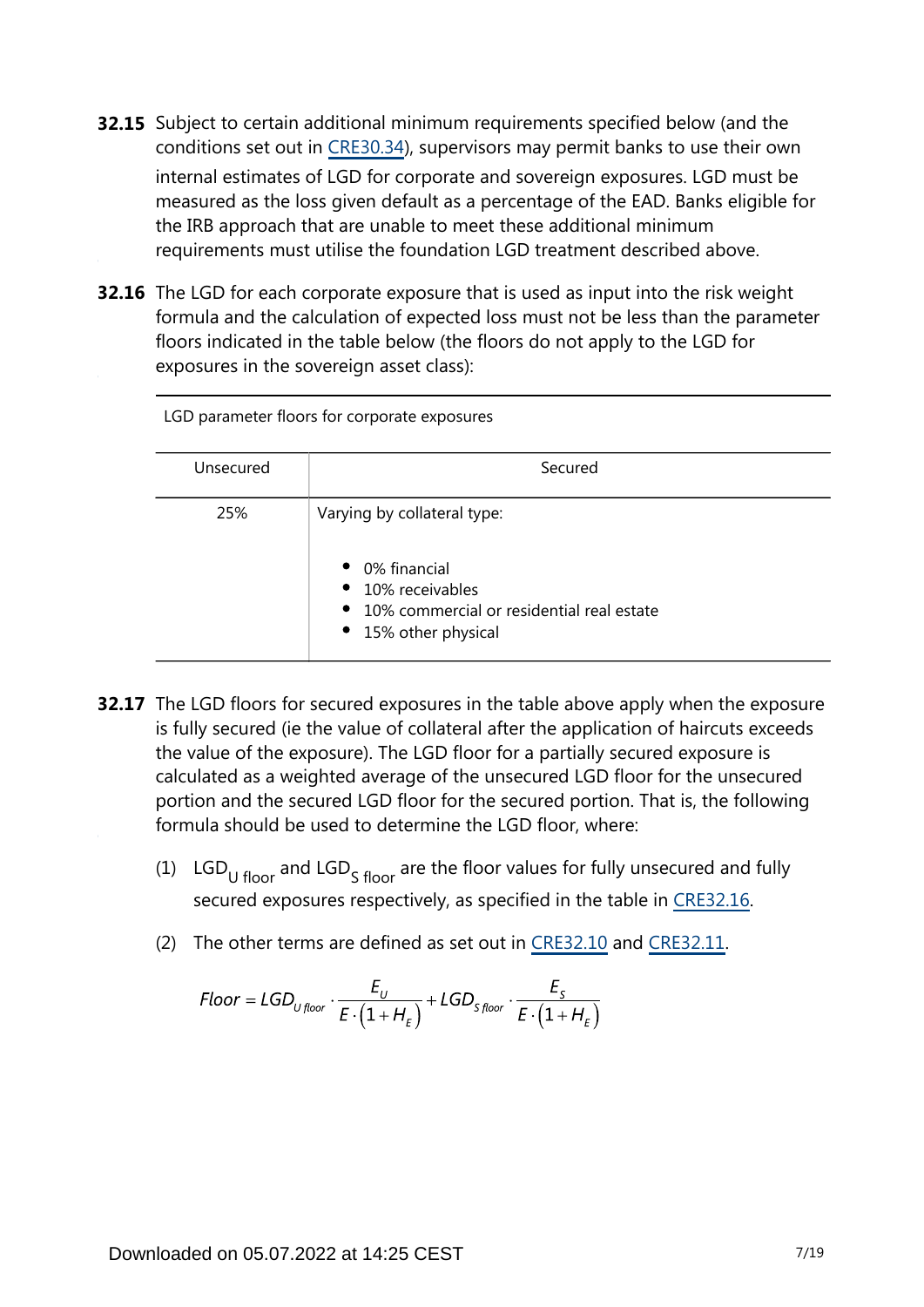**32.15** Subject to certain additional minimum requirements specified below (and the conditions set out in CRE30.34), supervisors may permit banks to use their own internal estimates of LGD for corporate and sovereign exposures. LGD must be measured as the loss given default as a percentage of the EAD. Banks eligible for the IRB approach that are unable to meet these additional minimum requirements must utilise the foundation LGD treatment described above.

**32.16** The LGD for each corporate exposure that is used as input into the risk weight formula and the calculation of expected loss must not be less than the parameter floors indicated in the table below (the floors do not apply to the LGD for exposures in the sovereign asset class):

LGD parameter floors for corporate exposures

| Unsecured | Secured |
|---|---|
| 25% | Varying by collateral type:<br><br>• 0% financial<br>• 10% receivables<br>• 10% commercial or residential real estate<br>• 15% other physical |

**32.17** The LGD floors for secured exposures in the table above apply when the exposure is fully secured (ie the value of collateral after the application of haircuts exceeds the value of the exposure). The LGD floor for a partially secured exposure is calculated as a weighted average of the unsecured LGD floor for the unsecured portion and the secured LGD floor for the secured portion. That is, the following formula should be used to determine the LGD floor, where:

(1) $LGD_{U\ floor}$ and $LGD_{S\ floor}$ are the floor values for fully unsecured and fully secured exposures respectively, as specified in the table in CRE32.16.

(2) The other terms are defined as set out in CRE32.10 and CRE32.11.

$$Floor = LGD_{U\,floor} \cdot \frac{E_U}{E \cdot (1 + H_E)} + LGD_{S\,floor} \cdot \frac{E_S}{E \cdot (1 + H_E)}$$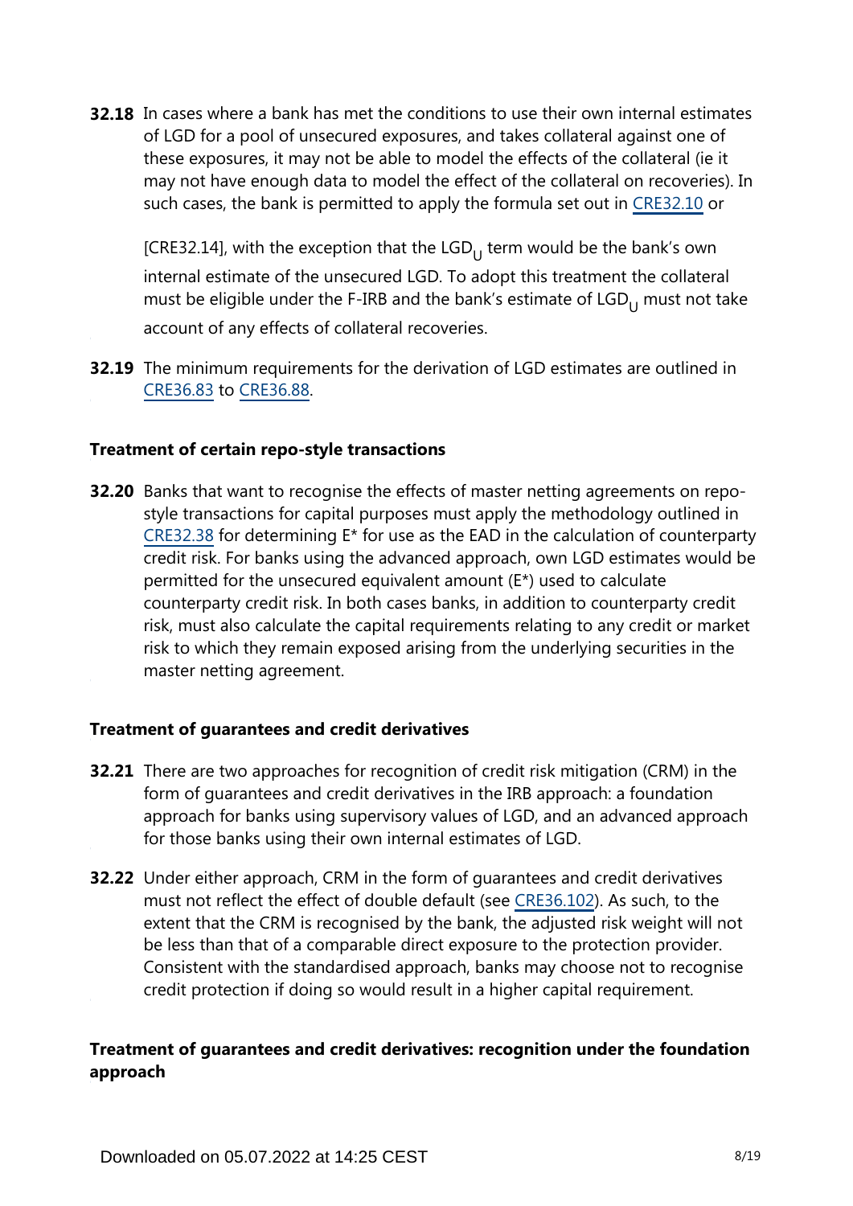**32.18** In cases where a bank has met the conditions to use their own internal estimates of LGD for a pool of unsecured exposures, and takes collateral against one of these exposures, it may not be able to model the effects of the collateral (ie it may not have enough data to model the effect of the collateral on recoveries). In such cases, the bank is permitted to apply the formula set out in CRE32.10 or [CRE32.14], with the exception that the $LGD_U$ term would be the bank's own internal estimate of the unsecured LGD. To adopt this treatment the collateral must be eligible under the F-IRB and the bank's estimate of $LGD_U$ must not take account of any effects of collateral recoveries.

**32.19** The minimum requirements for the derivation of LGD estimates are outlined in CRE36.83 to CRE36.88.

### Treatment of certain repo-style transactions

**32.20** Banks that want to recognise the effects of master netting agreements on repo-style transactions for capital purposes must apply the methodology outlined in CRE32.38 for determining E* for use as the EAD in the calculation of counterparty credit risk. For banks using the advanced approach, own LGD estimates would be permitted for the unsecured equivalent amount (E*) used to calculate counterparty credit risk. In both cases banks, in addition to counterparty credit risk, must also calculate the capital requirements relating to any credit or market risk to which they remain exposed arising from the underlying securities in the master netting agreement.

### Treatment of guarantees and credit derivatives

**32.21** There are two approaches for recognition of credit risk mitigation (CRM) in the form of guarantees and credit derivatives in the IRB approach: a foundation approach for banks using supervisory values of LGD, and an advanced approach for those banks using their own internal estimates of LGD.

**32.22** Under either approach, CRM in the form of guarantees and credit derivatives must not reflect the effect of double default (see CRE36.102). As such, to the extent that the CRM is recognised by the bank, the adjusted risk weight will not be less than that of a comparable direct exposure to the protection provider. Consistent with the standardised approach, banks may choose not to recognise credit protection if doing so would result in a higher capital requirement.

### Treatment of guarantees and credit derivatives: recognition under the foundation approach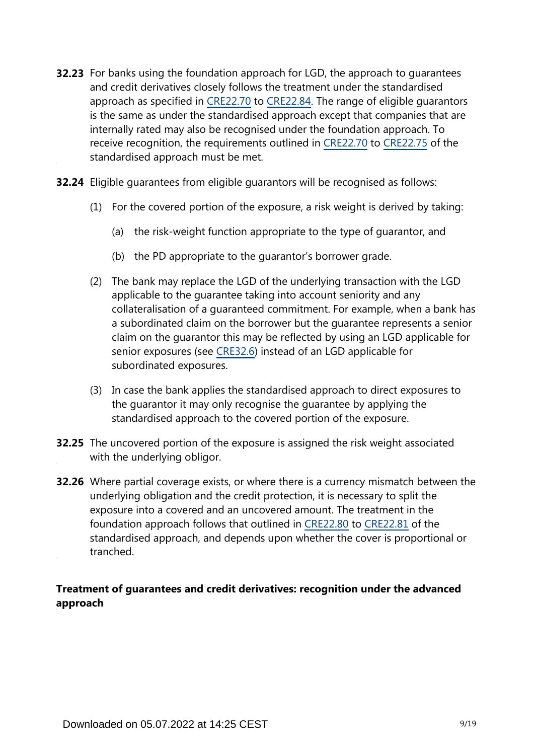**32.23** For banks using the foundation approach for LGD, the approach to guarantees and credit derivatives closely follows the treatment under the standardised approach as specified in CRE22.70 to CRE22.84. The range of eligible guarantors is the same as under the standardised approach except that companies that are internally rated may also be recognised under the foundation approach. To receive recognition, the requirements outlined in CRE22.70 to CRE22.75 of the standardised approach must be met.

**32.24** Eligible guarantees from eligible guarantors will be recognised as follows:

(1) For the covered portion of the exposure, a risk weight is derived by taking:

(a) the risk-weight function appropriate to the type of guarantor, and

(b) the PD appropriate to the guarantor's borrower grade.

(2) The bank may replace the LGD of the underlying transaction with the LGD applicable to the guarantee taking into account seniority and any collateralisation of a guaranteed commitment. For example, when a bank has a subordinated claim on the borrower but the guarantee represents a senior claim on the guarantor this may be reflected by using an LGD applicable for senior exposures (see CRE32.6) instead of an LGD applicable for subordinated exposures.

(3) In case the bank applies the standardised approach to direct exposures to the guarantor it may only recognise the guarantee by applying the standardised approach to the covered portion of the exposure.

**32.25** The uncovered portion of the exposure is assigned the risk weight associated with the underlying obligor.

**32.26** Where partial coverage exists, or where there is a currency mismatch between the underlying obligation and the credit protection, it is necessary to split the exposure into a covered and an uncovered amount. The treatment in the foundation approach follows that outlined in CRE22.80 to CRE22.81 of the standardised approach, and depends upon whether the cover is proportional or tranched.

### Treatment of guarantees and credit derivatives: recognition under the advanced approach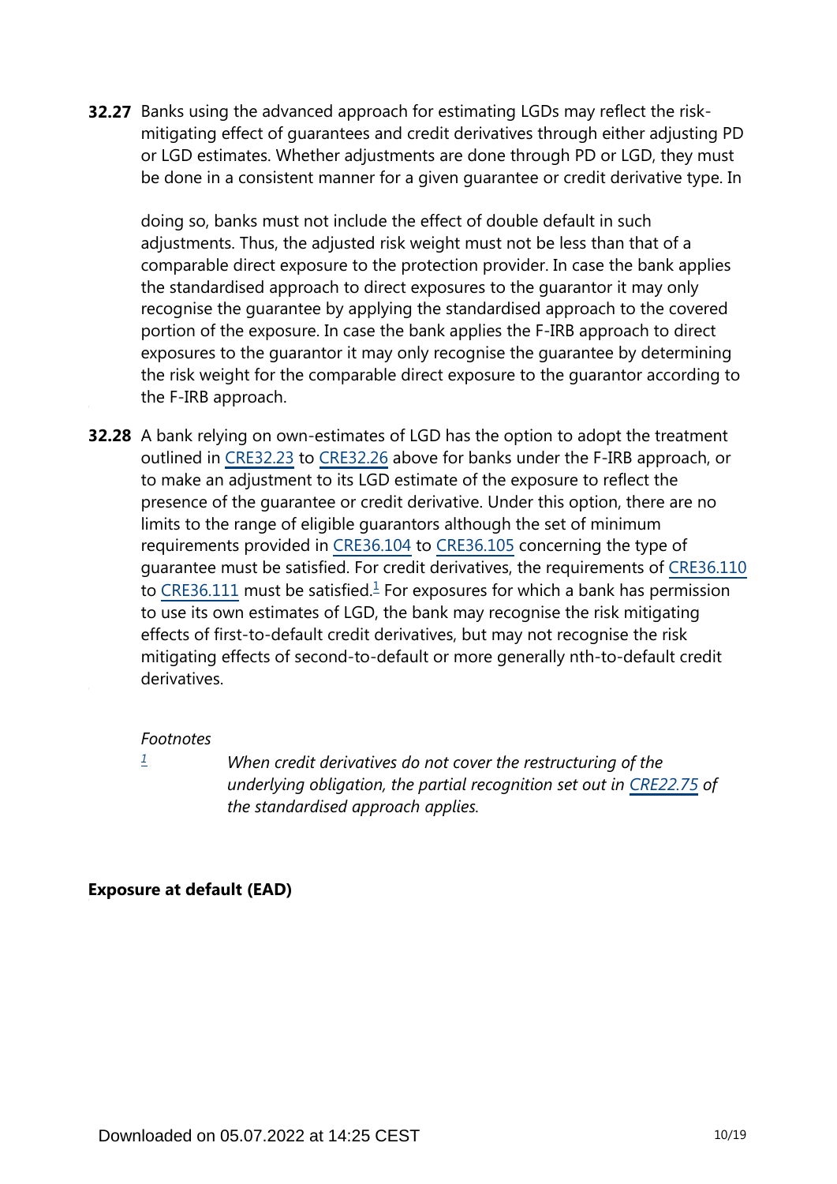**32.27** Banks using the advanced approach for estimating LGDs may reflect the risk-mitigating effect of guarantees and credit derivatives through either adjusting PD or LGD estimates. Whether adjustments are done through PD or LGD, they must be done in a consistent manner for a given guarantee or credit derivative type. In doing so, banks must not include the effect of double default in such adjustments. Thus, the adjusted risk weight must not be less than that of a comparable direct exposure to the protection provider. In case the bank applies the standardised approach to direct exposures to the guarantor it may only recognise the guarantee by applying the standardised approach to the covered portion of the exposure. In case the bank applies the F-IRB approach to direct exposures to the guarantor it may only recognise the guarantee by determining the risk weight for the comparable direct exposure to the guarantor according to the F-IRB approach.

**32.28** A bank relying on own-estimates of LGD has the option to adopt the treatment outlined in CRE32.23 to CRE32.26 above for banks under the F-IRB approach, or to make an adjustment to its LGD estimate of the exposure to reflect the presence of the guarantee or credit derivative. Under this option, there are no limits to the range of eligible guarantors although the set of minimum requirements provided in CRE36.104 to CRE36.105 concerning the type of guarantee must be satisfied. For credit derivatives, the requirements of CRE36.110 to CRE36.111 must be satisfied.[1] For exposures for which a bank has permission to use its own estimates of LGD, the bank may recognise the risk mitigating effects of first-to-default credit derivatives, but may not recognise the risk mitigating effects of second-to-default or more generally nth-to-default credit derivatives.

*Footnotes*

[1] *When credit derivatives do not cover the restructuring of the underlying obligation, the partial recognition set out in CRE22.75 of the standardised approach applies.*

**Exposure at default (EAD)**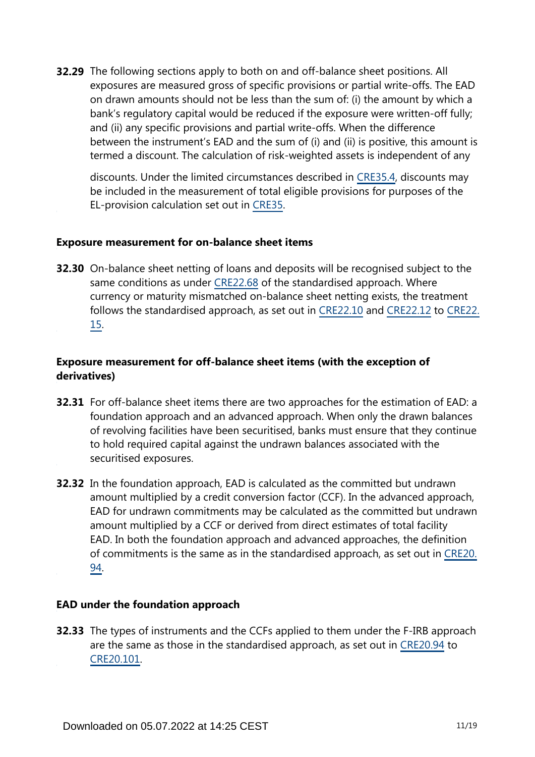**32.29** The following sections apply to both on and off-balance sheet positions. All exposures are measured gross of specific provisions or partial write-offs. The EAD on drawn amounts should not be less than the sum of: (i) the amount by which a bank's regulatory capital would be reduced if the exposure were written-off fully; and (ii) any specific provisions and partial write-offs. When the difference between the instrument's EAD and the sum of (i) and (ii) is positive, this amount is termed a discount. The calculation of risk-weighted assets is independent of any discounts. Under the limited circumstances described in CRE35.4, discounts may be included in the measurement of total eligible provisions for purposes of the EL-provision calculation set out in CRE35.

### Exposure measurement for on-balance sheet items

**32.30** On-balance sheet netting of loans and deposits will be recognised subject to the same conditions as under CRE22.68 of the standardised approach. Where currency or maturity mismatched on-balance sheet netting exists, the treatment follows the standardised approach, as set out in CRE22.10 and CRE22.12 to CRE22.15.

### Exposure measurement for off-balance sheet items (with the exception of derivatives)

**32.31** For off-balance sheet items there are two approaches for the estimation of EAD: a foundation approach and an advanced approach. When only the drawn balances of revolving facilities have been securitised, banks must ensure that they continue to hold required capital against the undrawn balances associated with the securitised exposures.

**32.32** In the foundation approach, EAD is calculated as the committed but undrawn amount multiplied by a credit conversion factor (CCF). In the advanced approach, EAD for undrawn commitments may be calculated as the committed but undrawn amount multiplied by a CCF or derived from direct estimates of total facility EAD. In both the foundation approach and advanced approaches, the definition of commitments is the same as in the standardised approach, as set out in CRE20.94.

### EAD under the foundation approach

**32.33** The types of instruments and the CCFs applied to them under the F-IRB approach are the same as those in the standardised approach, as set out in CRE20.94 to CRE20.101.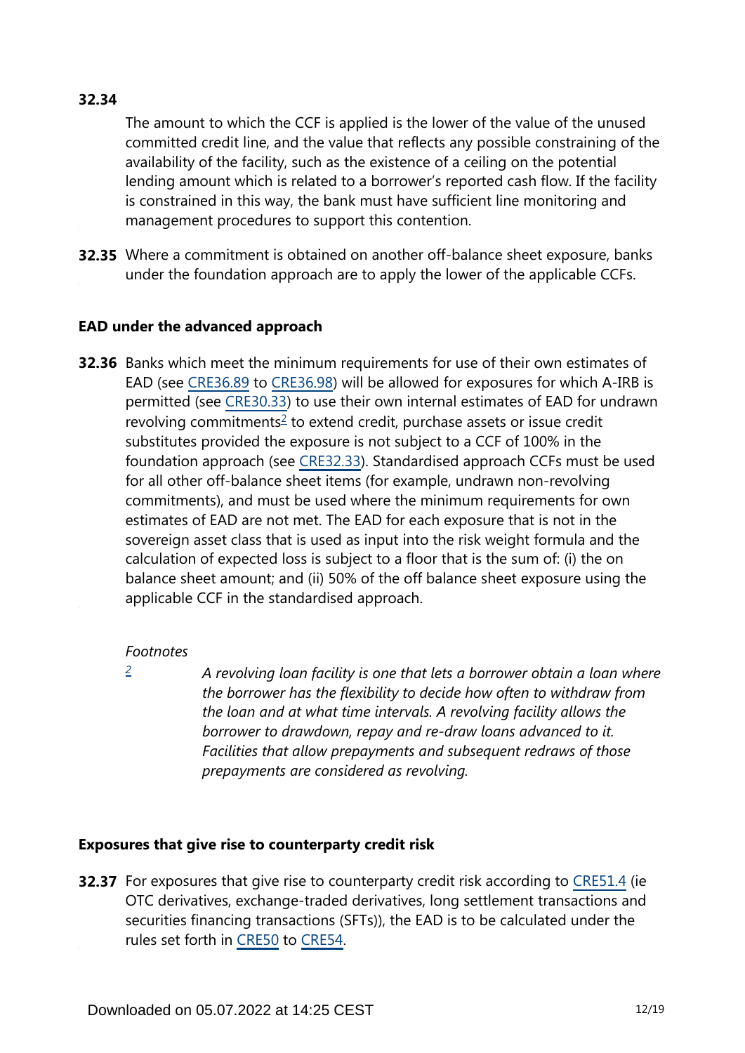**32.34** The amount to which the CCF is applied is the lower of the value of the unused committed credit line, and the value that reflects any possible constraining of the availability of the facility, such as the existence of a ceiling on the potential lending amount which is related to a borrower's reported cash flow. If the facility is constrained in this way, the bank must have sufficient line monitoring and management procedures to support this contention.

**32.35** Where a commitment is obtained on another off-balance sheet exposure, banks under the foundation approach are to apply the lower of the applicable CCFs.

### EAD under the advanced approach

**32.36** Banks which meet the minimum requirements for use of their own estimates of EAD (see CRE36.89 to CRE36.98) will be allowed for exposures for which A-IRB is permitted (see CRE30.33) to use their own internal estimates of EAD for undrawn revolving commitments[2] to extend credit, purchase assets or issue credit substitutes provided the exposure is not subject to a CCF of 100% in the foundation approach (see CRE32.33). Standardised approach CCFs must be used for all other off-balance sheet items (for example, undrawn non-revolving commitments), and must be used where the minimum requirements for own estimates of EAD are not met. The EAD for each exposure that is not in the sovereign asset class that is used as input into the risk weight formula and the calculation of expected loss is subject to a floor that is the sum of: (i) the on balance sheet amount; and (ii) 50% of the off balance sheet exposure using the applicable CCF in the standardised approach.

*Footnotes*

[2] *A revolving loan facility is one that lets a borrower obtain a loan where the borrower has the flexibility to decide how often to withdraw from the loan and at what time intervals. A revolving facility allows the borrower to drawdown, repay and re-draw loans advanced to it. Facilities that allow prepayments and subsequent redraws of those prepayments are considered as revolving.*

### Exposures that give rise to counterparty credit risk

**32.37** For exposures that give rise to counterparty credit risk according to CRE51.4 (ie OTC derivatives, exchange-traded derivatives, long settlement transactions and securities financing transactions (SFTs)), the EAD is to be calculated under the rules set forth in CRE50 to CRE54.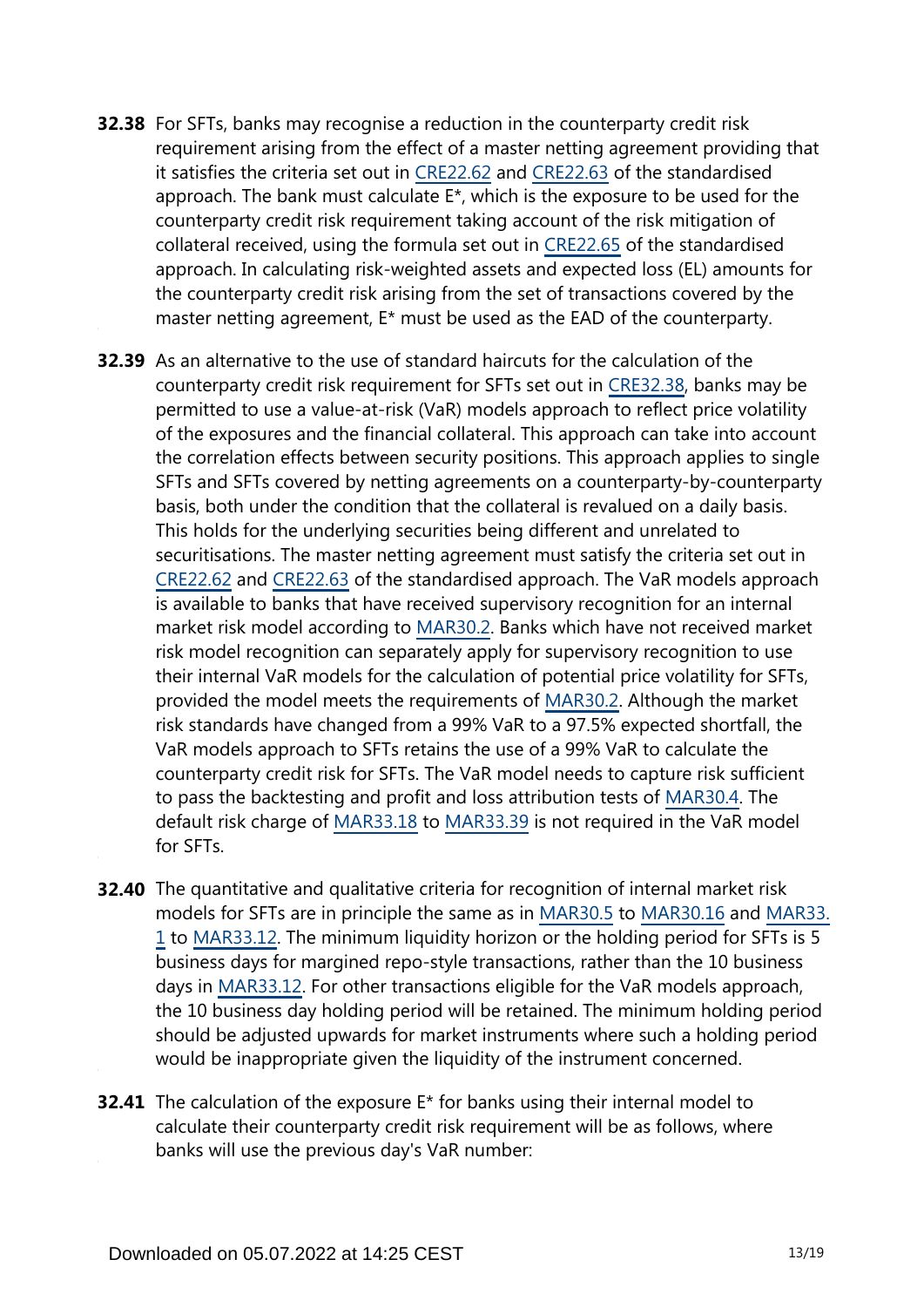**32.38** For SFTs, banks may recognise a reduction in the counterparty credit risk requirement arising from the effect of a master netting agreement providing that it satisfies the criteria set out in CRE22.62 and CRE22.63 of the standardised approach. The bank must calculate E*, which is the exposure to be used for the counterparty credit risk requirement taking account of the risk mitigation of collateral received, using the formula set out in CRE22.65 of the standardised approach. In calculating risk-weighted assets and expected loss (EL) amounts for the counterparty credit risk arising from the set of transactions covered by the master netting agreement, E* must be used as the EAD of the counterparty.

**32.39** As an alternative to the use of standard haircuts for the calculation of the counterparty credit risk requirement for SFTs set out in CRE32.38, banks may be permitted to use a value-at-risk (VaR) models approach to reflect price volatility of the exposures and the financial collateral. This approach can take into account the correlation effects between security positions. This approach applies to single SFTs and SFTs covered by netting agreements on a counterparty-by-counterparty basis, both under the condition that the collateral is revalued on a daily basis. This holds for the underlying securities being different and unrelated to securitisations. The master netting agreement must satisfy the criteria set out in CRE22.62 and CRE22.63 of the standardised approach. The VaR models approach is available to banks that have received supervisory recognition for an internal market risk model according to MAR30.2. Banks which have not received market risk model recognition can separately apply for supervisory recognition to use their internal VaR models for the calculation of potential price volatility for SFTs, provided the model meets the requirements of MAR30.2. Although the market risk standards have changed from a 99% VaR to a 97.5% expected shortfall, the VaR models approach to SFTs retains the use of a 99% VaR to calculate the counterparty credit risk for SFTs. The VaR model needs to capture risk sufficient to pass the backtesting and profit and loss attribution tests of MAR30.4. The default risk charge of MAR33.18 to MAR33.39 is not required in the VaR model for SFTs.

**32.40** The quantitative and qualitative criteria for recognition of internal market risk models for SFTs are in principle the same as in MAR30.5 to MAR30.16 and MAR33.1 to MAR33.12. The minimum liquidity horizon or the holding period for SFTs is 5 business days for margined repo-style transactions, rather than the 10 business days in MAR33.12. For other transactions eligible for the VaR models approach, the 10 business day holding period will be retained. The minimum holding period should be adjusted upwards for market instruments where such a holding period would be inappropriate given the liquidity of the instrument concerned.

**32.41** The calculation of the exposure E* for banks using their internal model to calculate their counterparty credit risk requirement will be as follows, where banks will use the previous day's VaR number: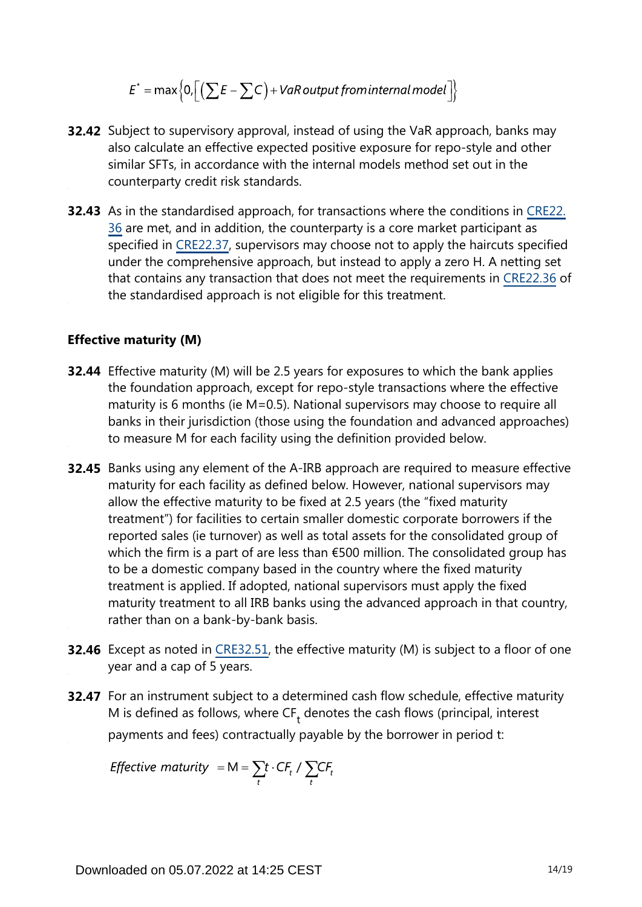$$E^{*} = \max\left\{0, \left[\left(\sum E - \sum C\right) + VaR\ output\ from\ internal\ model\right]\right\}$$

**32.42** Subject to supervisory approval, instead of using the VaR approach, banks may also calculate an effective expected positive exposure for repo-style and other similar SFTs, in accordance with the internal models method set out in the counterparty credit risk standards.

**32.43** As in the standardised approach, for transactions where the conditions in CRE22.36 are met, and in addition, the counterparty is a core market participant as specified in CRE22.37, supervisors may choose not to apply the haircuts specified under the comprehensive approach, but instead to apply a zero H. A netting set that contains any transaction that does not meet the requirements in CRE22.36 of the standardised approach is not eligible for this treatment.

### Effective maturity (M)

**32.44** Effective maturity (M) will be 2.5 years for exposures to which the bank applies the foundation approach, except for repo-style transactions where the effective maturity is 6 months (ie M=0.5). National supervisors may choose to require all banks in their jurisdiction (those using the foundation and advanced approaches) to measure M for each facility using the definition provided below.

**32.45** Banks using any element of the A-IRB approach are required to measure effective maturity for each facility as defined below. However, national supervisors may allow the effective maturity to be fixed at 2.5 years (the "fixed maturity treatment") for facilities to certain smaller domestic corporate borrowers if the reported sales (ie turnover) as well as total assets for the consolidated group of which the firm is a part of are less than €500 million. The consolidated group has to be a domestic company based in the country where the fixed maturity treatment is applied. If adopted, national supervisors must apply the fixed maturity treatment to all IRB banks using the advanced approach in that country, rather than on a bank-by-bank basis.

**32.46** Except as noted in CRE32.51, the effective maturity (M) is subject to a floor of one year and a cap of 5 years.

**32.47** For an instrument subject to a determined cash flow schedule, effective maturity M is defined as follows, where $CF_t$ denotes the cash flows (principal, interest payments and fees) contractually payable by the borrower in period t:

$$Effective\ maturity = M = \sum_{t} t \cdot CF_t \,/ \sum_{t} CF_t$$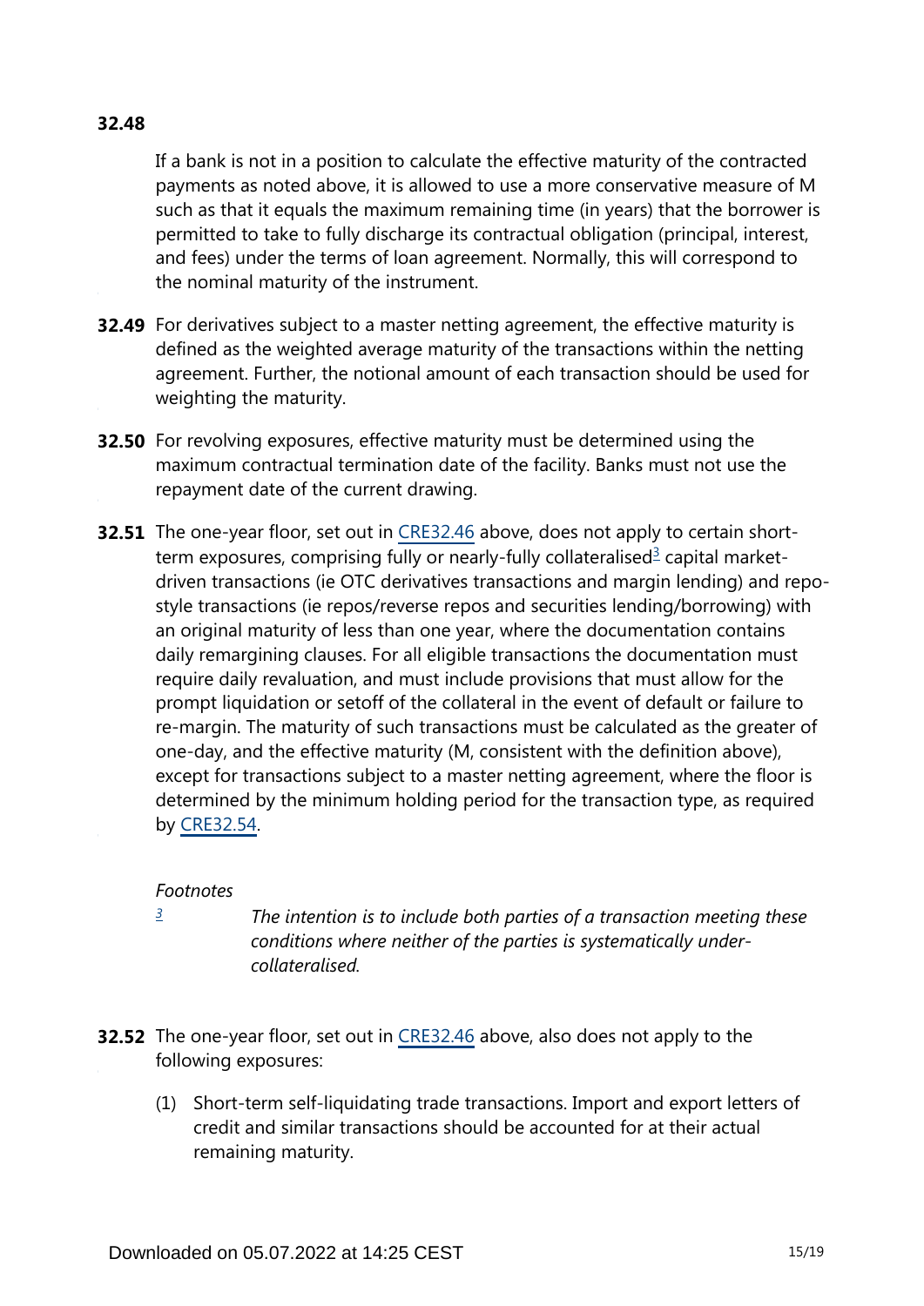**32.48**

If a bank is not in a position to calculate the effective maturity of the contracted payments as noted above, it is allowed to use a more conservative measure of M such as that it equals the maximum remaining time (in years) that the borrower is permitted to take to fully discharge its contractual obligation (principal, interest, and fees) under the terms of loan agreement. Normally, this will correspond to the nominal maturity of the instrument.

**32.49** For derivatives subject to a master netting agreement, the effective maturity is defined as the weighted average maturity of the transactions within the netting agreement. Further, the notional amount of each transaction should be used for weighting the maturity.

**32.50** For revolving exposures, effective maturity must be determined using the maximum contractual termination date of the facility. Banks must not use the repayment date of the current drawing.

**32.51** The one-year floor, set out in CRE32.46 above, does not apply to certain short-term exposures, comprising fully or nearly-fully collateralised[3] capital market-driven transactions (ie OTC derivatives transactions and margin lending) and repo-style transactions (ie repos/reverse repos and securities lending/borrowing) with an original maturity of less than one year, where the documentation contains daily remargining clauses. For all eligible transactions the documentation must require daily revaluation, and must include provisions that must allow for the prompt liquidation or setoff of the collateral in the event of default or failure to re-margin. The maturity of such transactions must be calculated as the greater of one-day, and the effective maturity (M, consistent with the definition above), except for transactions subject to a master netting agreement, where the floor is determined by the minimum holding period for the transaction type, as required by CRE32.54.

*Footnotes*

[3] *The intention is to include both parties of a transaction meeting these conditions where neither of the parties is systematically under-collateralised.*

**32.52** The one-year floor, set out in CRE32.46 above, also does not apply to the following exposures:

(1) Short-term self-liquidating trade transactions. Import and export letters of credit and similar transactions should be accounted for at their actual remaining maturity.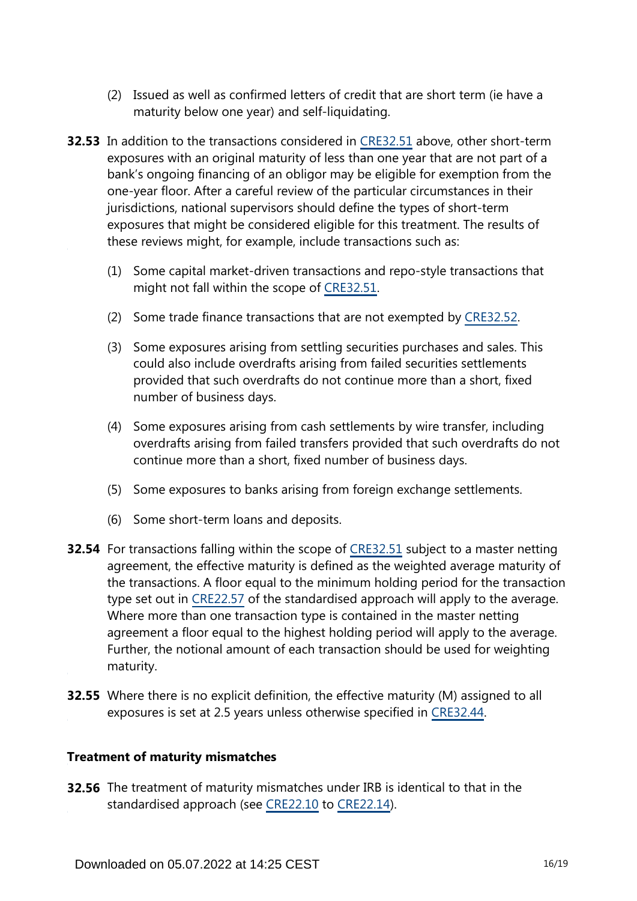(2) Issued as well as confirmed letters of credit that are short term (ie have a maturity below one year) and self-liquidating.

**32.53** In addition to the transactions considered in CRE32.51 above, other short-term exposures with an original maturity of less than one year that are not part of a bank's ongoing financing of an obligor may be eligible for exemption from the one-year floor. After a careful review of the particular circumstances in their jurisdictions, national supervisors should define the types of short-term exposures that might be considered eligible for this treatment. The results of these reviews might, for example, include transactions such as:

(1) Some capital market-driven transactions and repo-style transactions that might not fall within the scope of CRE32.51.

(2) Some trade finance transactions that are not exempted by CRE32.52.

(3) Some exposures arising from settling securities purchases and sales. This could also include overdrafts arising from failed securities settlements provided that such overdrafts do not continue more than a short, fixed number of business days.

(4) Some exposures arising from cash settlements by wire transfer, including overdrafts arising from failed transfers provided that such overdrafts do not continue more than a short, fixed number of business days.

(5) Some exposures to banks arising from foreign exchange settlements.

(6) Some short-term loans and deposits.

**32.54** For transactions falling within the scope of CRE32.51 subject to a master netting agreement, the effective maturity is defined as the weighted average maturity of the transactions. A floor equal to the minimum holding period for the transaction type set out in CRE22.57 of the standardised approach will apply to the average. Where more than one transaction type is contained in the master netting agreement a floor equal to the highest holding period will apply to the average. Further, the notional amount of each transaction should be used for weighting maturity.

**32.55** Where there is no explicit definition, the effective maturity (M) assigned to all exposures is set at 2.5 years unless otherwise specified in CRE32.44.

### Treatment of maturity mismatches

**32.56** The treatment of maturity mismatches under IRB is identical to that in the standardised approach (see CRE22.10 to CRE22.14).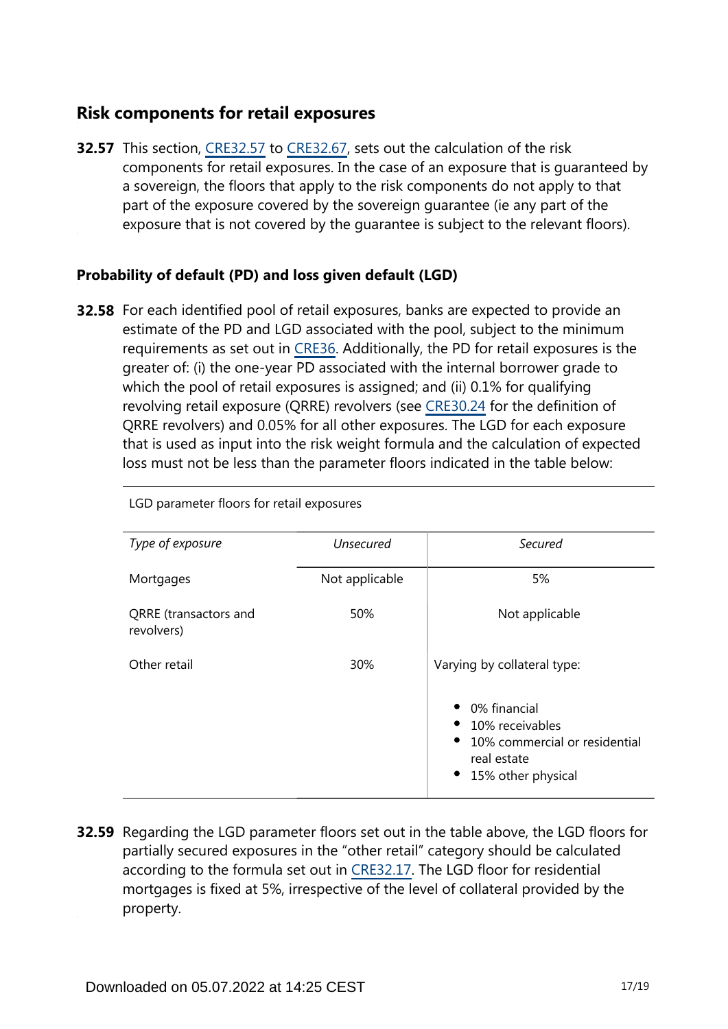## Risk components for retail exposures

**32.57** This section, CRE32.57 to CRE32.67, sets out the calculation of the risk components for retail exposures. In the case of an exposure that is guaranteed by a sovereign, the floors that apply to the risk components do not apply to that part of the exposure covered by the sovereign guarantee (ie any part of the exposure that is not covered by the guarantee is subject to the relevant floors).

### Probability of default (PD) and loss given default (LGD)

**32.58** For each identified pool of retail exposures, banks are expected to provide an estimate of the PD and LGD associated with the pool, subject to the minimum requirements as set out in CRE36. Additionally, the PD for retail exposures is the greater of: (i) the one-year PD associated with the internal borrower grade to which the pool of retail exposures is assigned; and (ii) 0.1% for qualifying revolving retail exposure (QRRE) revolvers (see CRE30.24 for the definition of QRRE revolvers) and 0.05% for all other exposures. The LGD for each exposure that is used as input into the risk weight formula and the calculation of expected loss must not be less than the parameter floors indicated in the table below:

LGD parameter floors for retail exposures

| *Type of exposure* | *Unsecured* | *Secured* |
|---|---|---|
| Mortgages | Not applicable | 5% |
| QRRE (transactors and revolvers) | 50% | Not applicable |
| Other retail | 30% | Varying by collateral type:<br>• 0% financial<br>• 10% receivables<br>• 10% commercial or residential real estate<br>• 15% other physical |

**32.59** Regarding the LGD parameter floors set out in the table above, the LGD floors for partially secured exposures in the "other retail" category should be calculated according to the formula set out in CRE32.17. The LGD floor for residential mortgages is fixed at 5%, irrespective of the level of collateral provided by the property.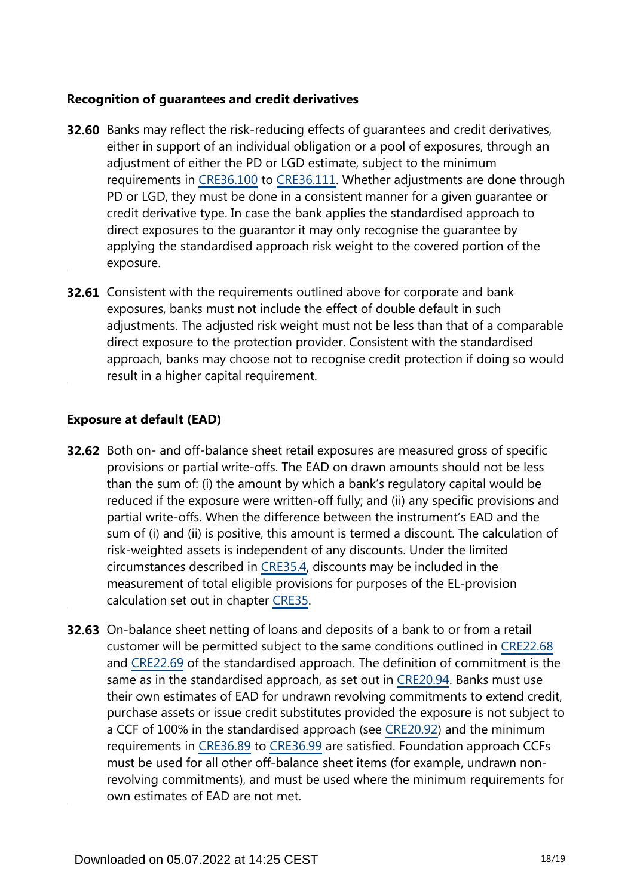### Recognition of guarantees and credit derivatives

**32.60** Banks may reflect the risk-reducing effects of guarantees and credit derivatives, either in support of an individual obligation or a pool of exposures, through an adjustment of either the PD or LGD estimate, subject to the minimum requirements in CRE36.100 to CRE36.111. Whether adjustments are done through PD or LGD, they must be done in a consistent manner for a given guarantee or credit derivative type. In case the bank applies the standardised approach to direct exposures to the guarantor it may only recognise the guarantee by applying the standardised approach risk weight to the covered portion of the exposure.

**32.61** Consistent with the requirements outlined above for corporate and bank exposures, banks must not include the effect of double default in such adjustments. The adjusted risk weight must not be less than that of a comparable direct exposure to the protection provider. Consistent with the standardised approach, banks may choose not to recognise credit protection if doing so would result in a higher capital requirement.

### Exposure at default (EAD)

**32.62** Both on- and off-balance sheet retail exposures are measured gross of specific provisions or partial write-offs. The EAD on drawn amounts should not be less than the sum of: (i) the amount by which a bank's regulatory capital would be reduced if the exposure were written-off fully; and (ii) any specific provisions and partial write-offs. When the difference between the instrument's EAD and the sum of (i) and (ii) is positive, this amount is termed a discount. The calculation of risk-weighted assets is independent of any discounts. Under the limited circumstances described in CRE35.4, discounts may be included in the measurement of total eligible provisions for purposes of the EL-provision calculation set out in chapter CRE35.

**32.63** On-balance sheet netting of loans and deposits of a bank to or from a retail customer will be permitted subject to the same conditions outlined in CRE22.68 and CRE22.69 of the standardised approach. The definition of commitment is the same as in the standardised approach, as set out in CRE20.94. Banks must use their own estimates of EAD for undrawn revolving commitments to extend credit, purchase assets or issue credit substitutes provided the exposure is not subject to a CCF of 100% in the standardised approach (see CRE20.92) and the minimum requirements in CRE36.89 to CRE36.99 are satisfied. Foundation approach CCFs must be used for all other off-balance sheet items (for example, undrawn non-revolving commitments), and must be used where the minimum requirements for own estimates of EAD are not met.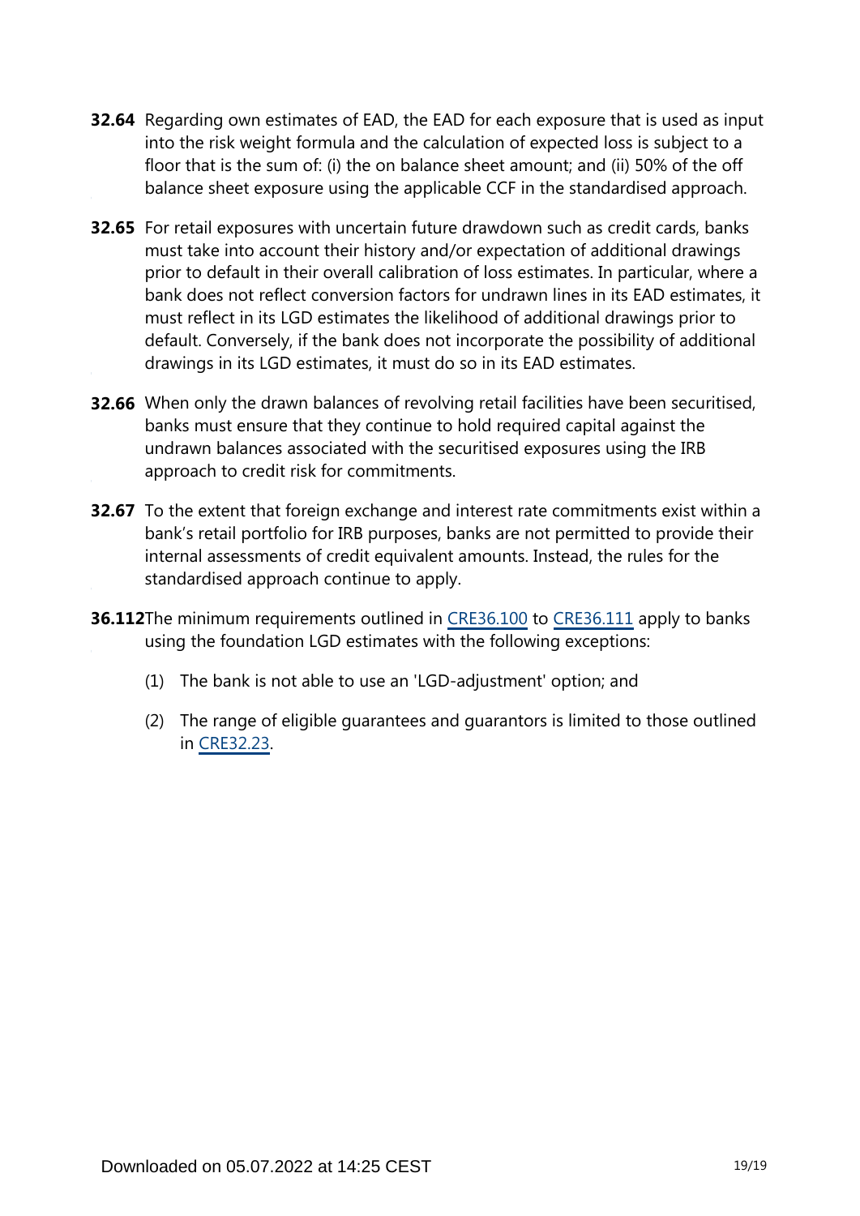**32.64** Regarding own estimates of EAD, the EAD for each exposure that is used as input into the risk weight formula and the calculation of expected loss is subject to a floor that is the sum of: (i) the on balance sheet amount; and (ii) 50% of the off balance sheet exposure using the applicable CCF in the standardised approach.

**32.65** For retail exposures with uncertain future drawdown such as credit cards, banks must take into account their history and/or expectation of additional drawings prior to default in their overall calibration of loss estimates. In particular, where a bank does not reflect conversion factors for undrawn lines in its EAD estimates, it must reflect in its LGD estimates the likelihood of additional drawings prior to default. Conversely, if the bank does not incorporate the possibility of additional drawings in its LGD estimates, it must do so in its EAD estimates.

**32.66** When only the drawn balances of revolving retail facilities have been securitised, banks must ensure that they continue to hold required capital against the undrawn balances associated with the securitised exposures using the IRB approach to credit risk for commitments.

**32.67** To the extent that foreign exchange and interest rate commitments exist within a bank's retail portfolio for IRB purposes, banks are not permitted to provide their internal assessments of credit equivalent amounts. Instead, the rules for the standardised approach continue to apply.

**36.112** The minimum requirements outlined in CRE36.100 to CRE36.111 apply to banks using the foundation LGD estimates with the following exceptions:

(1) The bank is not able to use an 'LGD-adjustment' option; and

(2) The range of eligible guarantees and guarantors is limited to those outlined in CRE32.23.